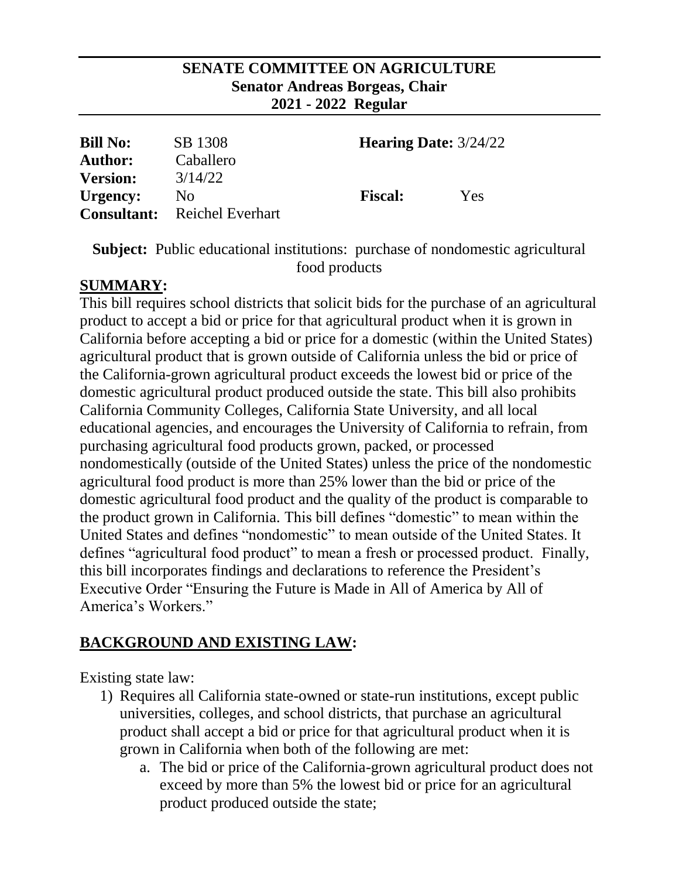**SENATE COMMITTEE ON AGRICULTURE**
**Senator Andreas Borgeas, Chair**
**2021 - 2022 Regular**

| | | | |
|---|---|---|---|
| **Bill No:** | SB 1308 | **Hearing Date:** 3/24/22 | |
| **Author:** | Caballero | | |
| **Version:** | 3/14/22 | | |
| **Urgency:** | No | **Fiscal:** | Yes |
| **Consultant:** | Reichel Everhart | | |

**Subject:** Public educational institutions: purchase of nondomestic agricultural food products

## SUMMARY:

This bill requires school districts that solicit bids for the purchase of an agricultural product to accept a bid or price for that agricultural product when it is grown in California before accepting a bid or price for a domestic (within the United States) agricultural product that is grown outside of California unless the bid or price of the California-grown agricultural product exceeds the lowest bid or price of the domestic agricultural product produced outside the state. This bill also prohibits California Community Colleges, California State University, and all local educational agencies, and encourages the University of California to refrain, from purchasing agricultural food products grown, packed, or processed nondomestically (outside of the United States) unless the price of the nondomestic agricultural food product is more than 25% lower than the bid or price of the domestic agricultural food product and the quality of the product is comparable to the product grown in California. This bill defines "domestic" to mean within the United States and defines "nondomestic" to mean outside of the United States. It defines "agricultural food product" to mean a fresh or processed product. Finally, this bill incorporates findings and declarations to reference the President's Executive Order "Ensuring the Future is Made in All of America by All of America's Workers."

## BACKGROUND AND EXISTING LAW:

Existing state law:

1) Requires all California state-owned or state-run institutions, except public universities, colleges, and school districts, that purchase an agricultural product shall accept a bid or price for that agricultural product when it is grown in California when both of the following are met:
   a. The bid or price of the California-grown agricultural product does not exceed by more than 5% the lowest bid or price for an agricultural product produced outside the state;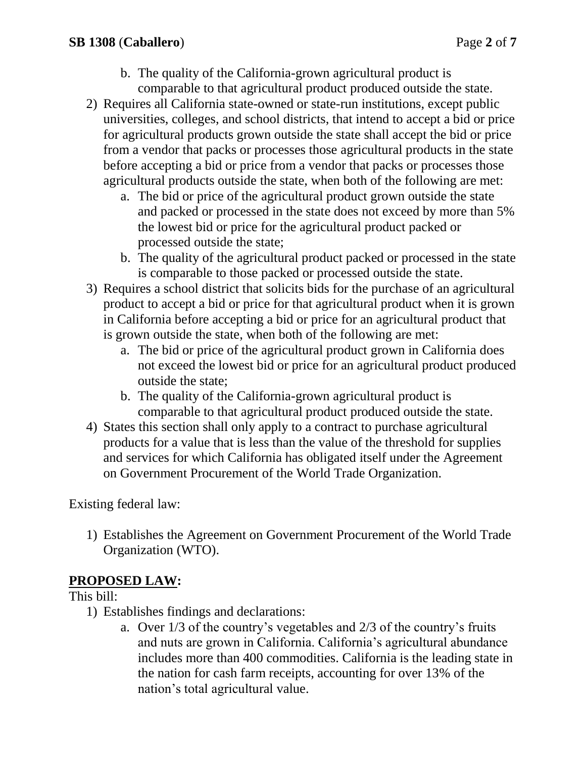b. The quality of the California-grown agricultural product is comparable to that agricultural product produced outside the state.

2) Requires all California state-owned or state-run institutions, except public universities, colleges, and school districts, that intend to accept a bid or price for agricultural products grown outside the state shall accept the bid or price from a vendor that packs or processes those agricultural products in the state before accepting a bid or price from a vendor that packs or processes those agricultural products outside the state, when both of the following are met:
   a. The bid or price of the agricultural product grown outside the state and packed or processed in the state does not exceed by more than 5% the lowest bid or price for the agricultural product packed or processed outside the state;
   b. The quality of the agricultural product packed or processed in the state is comparable to those packed or processed outside the state.

3) Requires a school district that solicits bids for the purchase of an agricultural product to accept a bid or price for that agricultural product when it is grown in California before accepting a bid or price for an agricultural product that is grown outside the state, when both of the following are met:
   a. The bid or price of the agricultural product grown in California does not exceed the lowest bid or price for an agricultural product produced outside the state;
   b. The quality of the California-grown agricultural product is comparable to that agricultural product produced outside the state.

4) States this section shall only apply to a contract to purchase agricultural products for a value that is less than the value of the threshold for supplies and services for which California has obligated itself under the Agreement on Government Procurement of the World Trade Organization.

Existing federal law:

1) Establishes the Agreement on Government Procurement of the World Trade Organization (WTO).

**PROPOSED LAW:**

This bill:

1) Establishes findings and declarations:
   a. Over 1/3 of the country's vegetables and 2/3 of the country's fruits and nuts are grown in California. California's agricultural abundance includes more than 400 commodities. California is the leading state in the nation for cash farm receipts, accounting for over 13% of the nation's total agricultural value.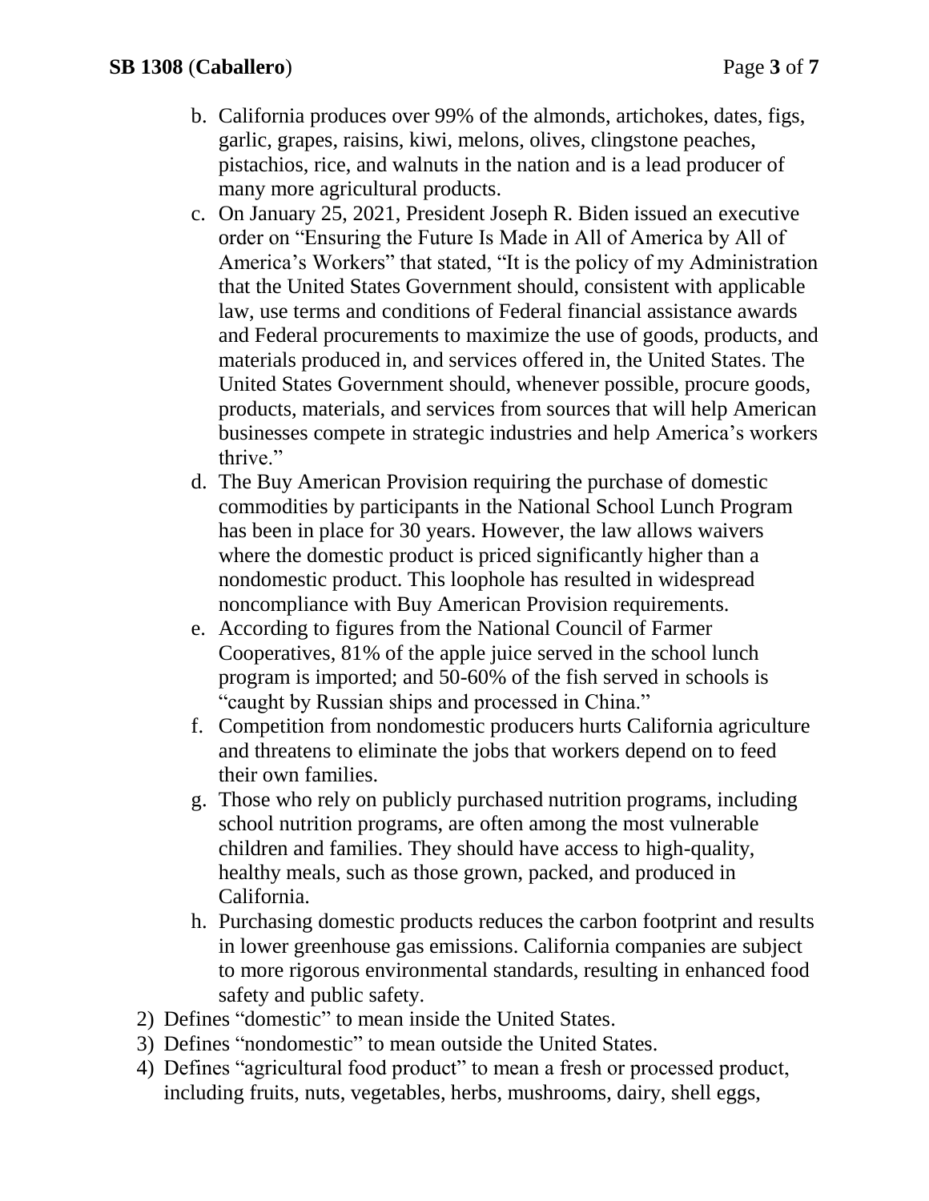b. California produces over 99% of the almonds, artichokes, dates, figs, garlic, grapes, raisins, kiwi, melons, olives, clingstone peaches, pistachios, rice, and walnuts in the nation and is a lead producer of many more agricultural products.

c. On January 25, 2021, President Joseph R. Biden issued an executive order on "Ensuring the Future Is Made in All of America by All of America's Workers" that stated, "It is the policy of my Administration that the United States Government should, consistent with applicable law, use terms and conditions of Federal financial assistance awards and Federal procurements to maximize the use of goods, products, and materials produced in, and services offered in, the United States. The United States Government should, whenever possible, procure goods, products, materials, and services from sources that will help American businesses compete in strategic industries and help America's workers thrive."

d. The Buy American Provision requiring the purchase of domestic commodities by participants in the National School Lunch Program has been in place for 30 years. However, the law allows waivers where the domestic product is priced significantly higher than a nondomestic product. This loophole has resulted in widespread noncompliance with Buy American Provision requirements.

e. According to figures from the National Council of Farmer Cooperatives, 81% of the apple juice served in the school lunch program is imported; and 50-60% of the fish served in schools is "caught by Russian ships and processed in China."

f. Competition from nondomestic producers hurts California agriculture and threatens to eliminate the jobs that workers depend on to feed their own families.

g. Those who rely on publicly purchased nutrition programs, including school nutrition programs, are often among the most vulnerable children and families. They should have access to high-quality, healthy meals, such as those grown, packed, and produced in California.

h. Purchasing domestic products reduces the carbon footprint and results in lower greenhouse gas emissions. California companies are subject to more rigorous environmental standards, resulting in enhanced food safety and public safety.

2) Defines "domestic" to mean inside the United States.
3) Defines "nondomestic" to mean outside the United States.
4) Defines "agricultural food product" to mean a fresh or processed product, including fruits, nuts, vegetables, herbs, mushrooms, dairy, shell eggs,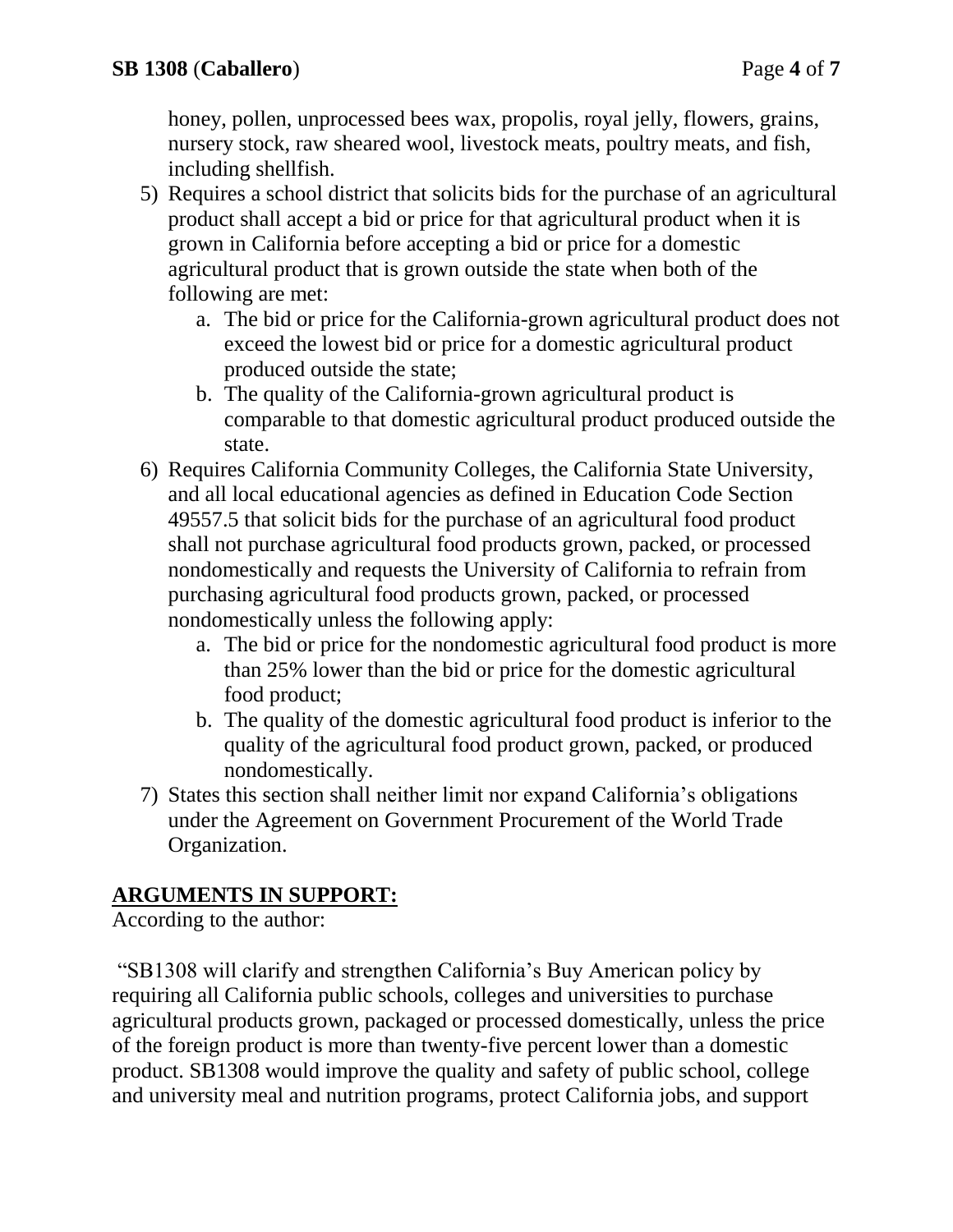honey, pollen, unprocessed bees wax, propolis, royal jelly, flowers, grains, nursery stock, raw sheared wool, livestock meats, poultry meats, and fish, including shellfish.

5) Requires a school district that solicits bids for the purchase of an agricultural product shall accept a bid or price for that agricultural product when it is grown in California before accepting a bid or price for a domestic agricultural product that is grown outside the state when both of the following are met:
   a. The bid or price for the California-grown agricultural product does not exceed the lowest bid or price for a domestic agricultural product produced outside the state;
   b. The quality of the California-grown agricultural product is comparable to that domestic agricultural product produced outside the state.
6) Requires California Community Colleges, the California State University, and all local educational agencies as defined in Education Code Section 49557.5 that solicit bids for the purchase of an agricultural food product shall not purchase agricultural food products grown, packed, or processed nondomestically and requests the University of California to refrain from purchasing agricultural food products grown, packed, or processed nondomestically unless the following apply:
   a. The bid or price for the nondomestic agricultural food product is more than 25% lower than the bid or price for the domestic agricultural food product;
   b. The quality of the domestic agricultural food product is inferior to the quality of the agricultural food product grown, packed, or produced nondomestically.
7) States this section shall neither limit nor expand California's obligations under the Agreement on Government Procurement of the World Trade Organization.

## ARGUMENTS IN SUPPORT:

According to the author:

"SB1308 will clarify and strengthen California's Buy American policy by requiring all California public schools, colleges and universities to purchase agricultural products grown, packaged or processed domestically, unless the price of the foreign product is more than twenty-five percent lower than a domestic product. SB1308 would improve the quality and safety of public school, college and university meal and nutrition programs, protect California jobs, and support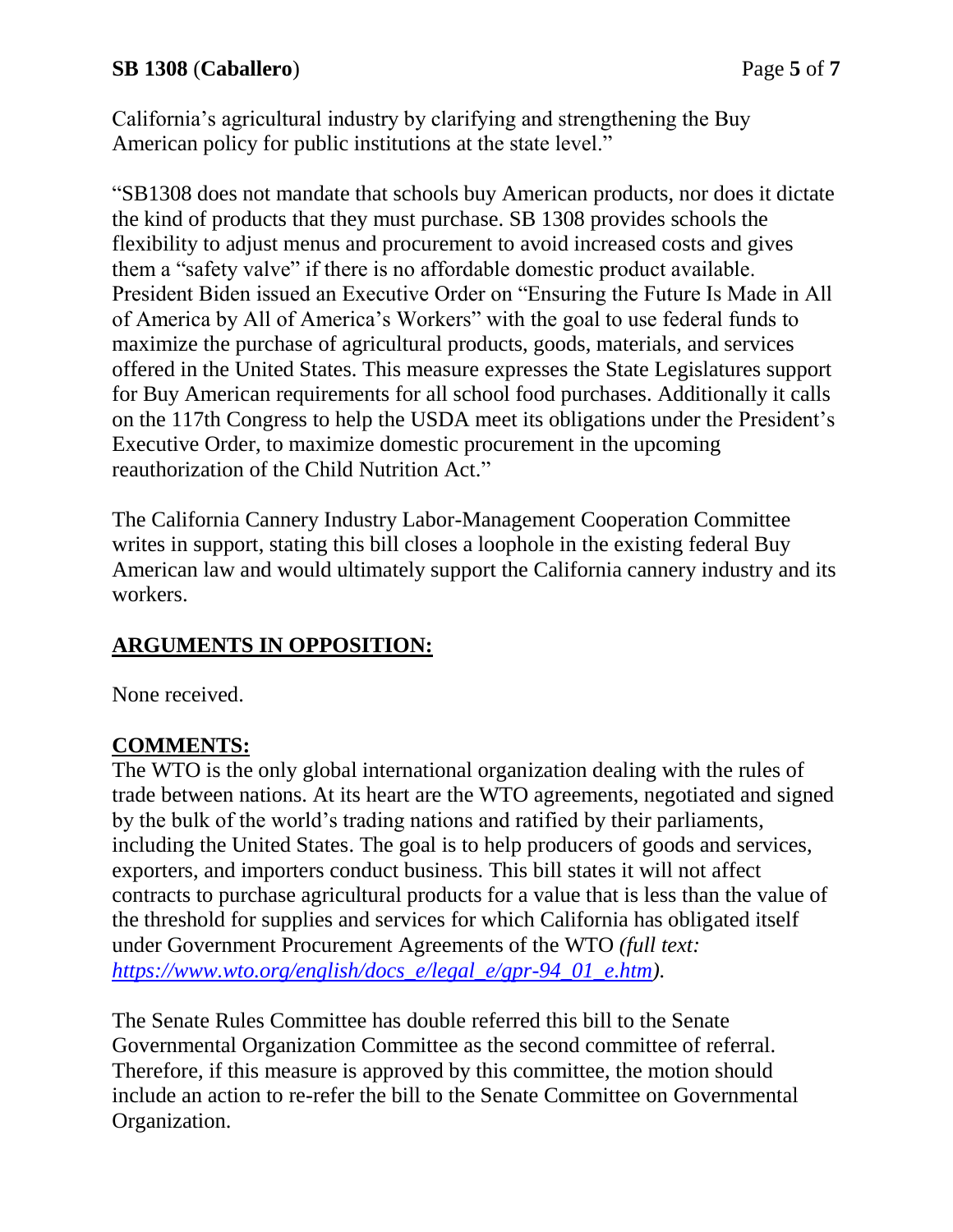California's agricultural industry by clarifying and strengthening the Buy American policy for public institutions at the state level."

"SB1308 does not mandate that schools buy American products, nor does it dictate the kind of products that they must purchase. SB 1308 provides schools the flexibility to adjust menus and procurement to avoid increased costs and gives them a "safety valve" if there is no affordable domestic product available. President Biden issued an Executive Order on "Ensuring the Future Is Made in All of America by All of America's Workers" with the goal to use federal funds to maximize the purchase of agricultural products, goods, materials, and services offered in the United States. This measure expresses the State Legislatures support for Buy American requirements for all school food purchases. Additionally it calls on the 117th Congress to help the USDA meet its obligations under the President's Executive Order, to maximize domestic procurement in the upcoming reauthorization of the Child Nutrition Act."

The California Cannery Industry Labor-Management Cooperation Committee writes in support, stating this bill closes a loophole in the existing federal Buy American law and would ultimately support the California cannery industry and its workers.

## ARGUMENTS IN OPPOSITION:

None received.

## COMMENTS:

The WTO is the only global international organization dealing with the rules of trade between nations. At its heart are the WTO agreements, negotiated and signed by the bulk of the world's trading nations and ratified by their parliaments, including the United States. The goal is to help producers of goods and services, exporters, and importers conduct business. This bill states it will not affect contracts to purchase agricultural products for a value that is less than the value of the threshold for supplies and services for which California has obligated itself under Government Procurement Agreements of the WTO *(full text: https://www.wto.org/english/docs_e/legal_e/gpr-94_01_e.htm)*.

The Senate Rules Committee has double referred this bill to the Senate Governmental Organization Committee as the second committee of referral. Therefore, if this measure is approved by this committee, the motion should include an action to re-refer the bill to the Senate Committee on Governmental Organization.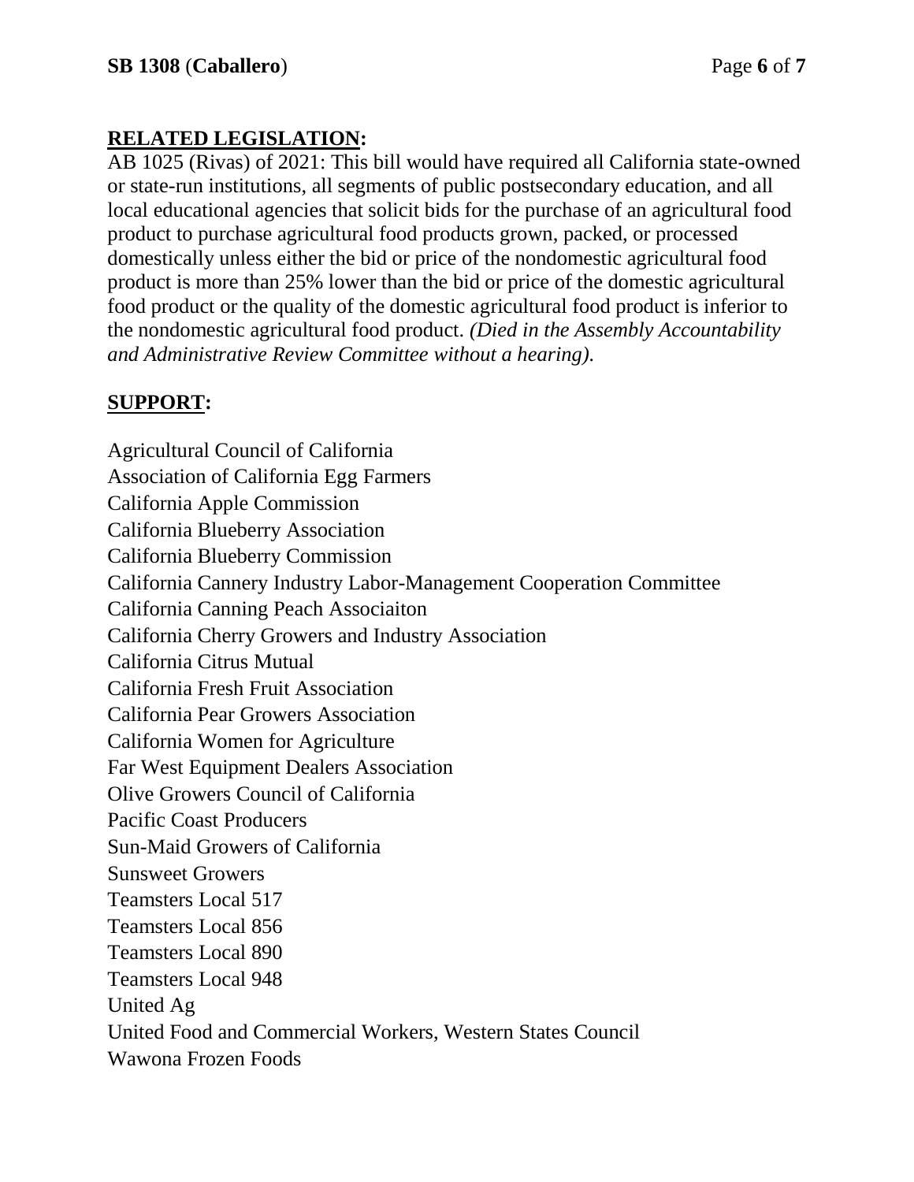**RELATED LEGISLATION:**

AB 1025 (Rivas) of 2021: This bill would have required all California state-owned or state-run institutions, all segments of public postsecondary education, and all local educational agencies that solicit bids for the purchase of an agricultural food product to purchase agricultural food products grown, packed, or processed domestically unless either the bid or price of the nondomestic agricultural food product is more than 25% lower than the bid or price of the domestic agricultural food product or the quality of the domestic agricultural food product is inferior to the nondomestic agricultural food product. *(Died in the Assembly Accountability and Administrative Review Committee without a hearing).*

**SUPPORT:**

Agricultural Council of California
Association of California Egg Farmers
California Apple Commission
California Blueberry Association
California Blueberry Commission
California Cannery Industry Labor-Management Cooperation Committee
California Canning Peach Associaiton
California Cherry Growers and Industry Association
California Citrus Mutual
California Fresh Fruit Association
California Pear Growers Association
California Women for Agriculture
Far West Equipment Dealers Association
Olive Growers Council of California
Pacific Coast Producers
Sun-Maid Growers of California
Sunsweet Growers
Teamsters Local 517
Teamsters Local 856
Teamsters Local 890
Teamsters Local 948
United Ag
United Food and Commercial Workers, Western States Council
Wawona Frozen Foods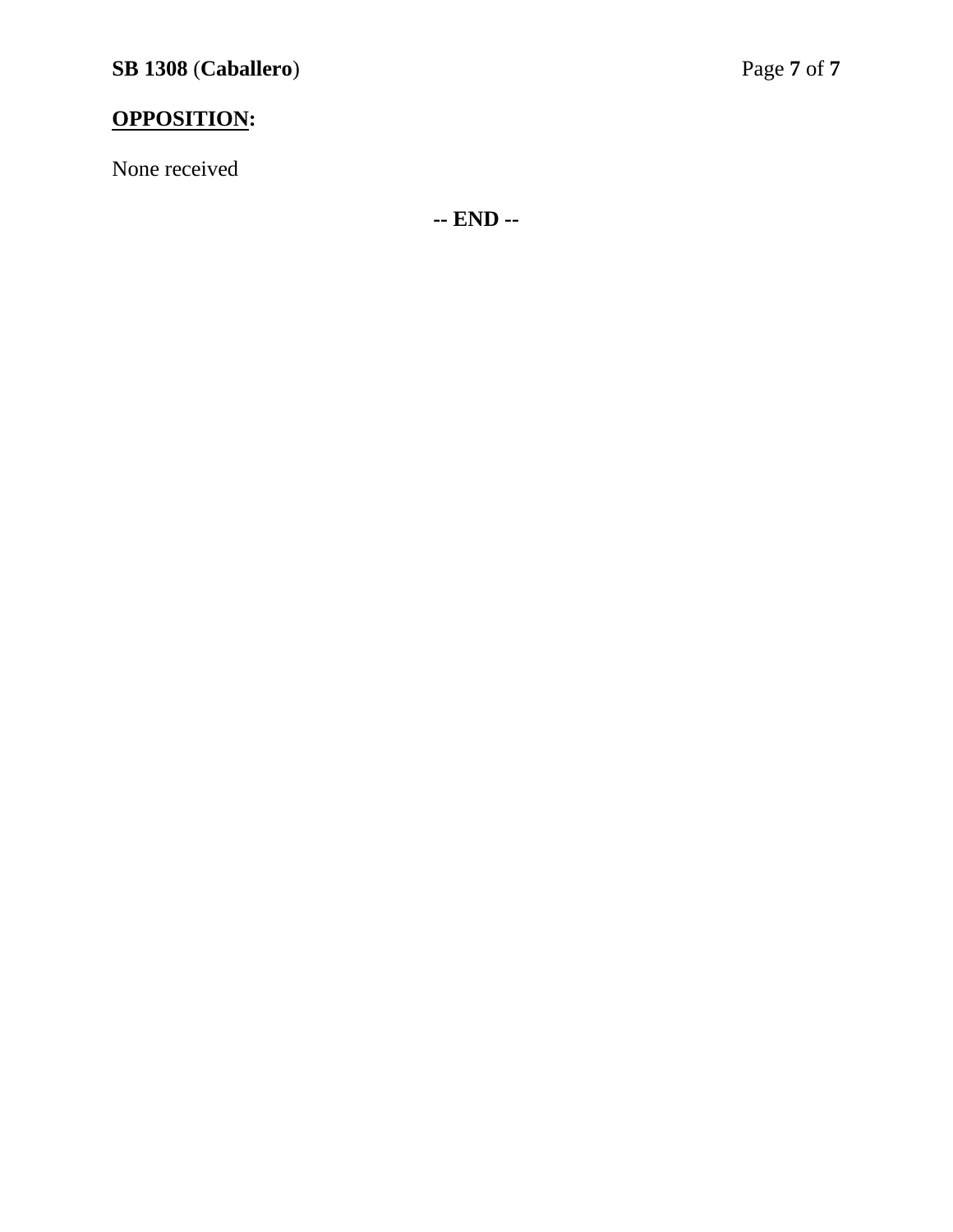**OPPOSITION:**

None received

**-- END --**